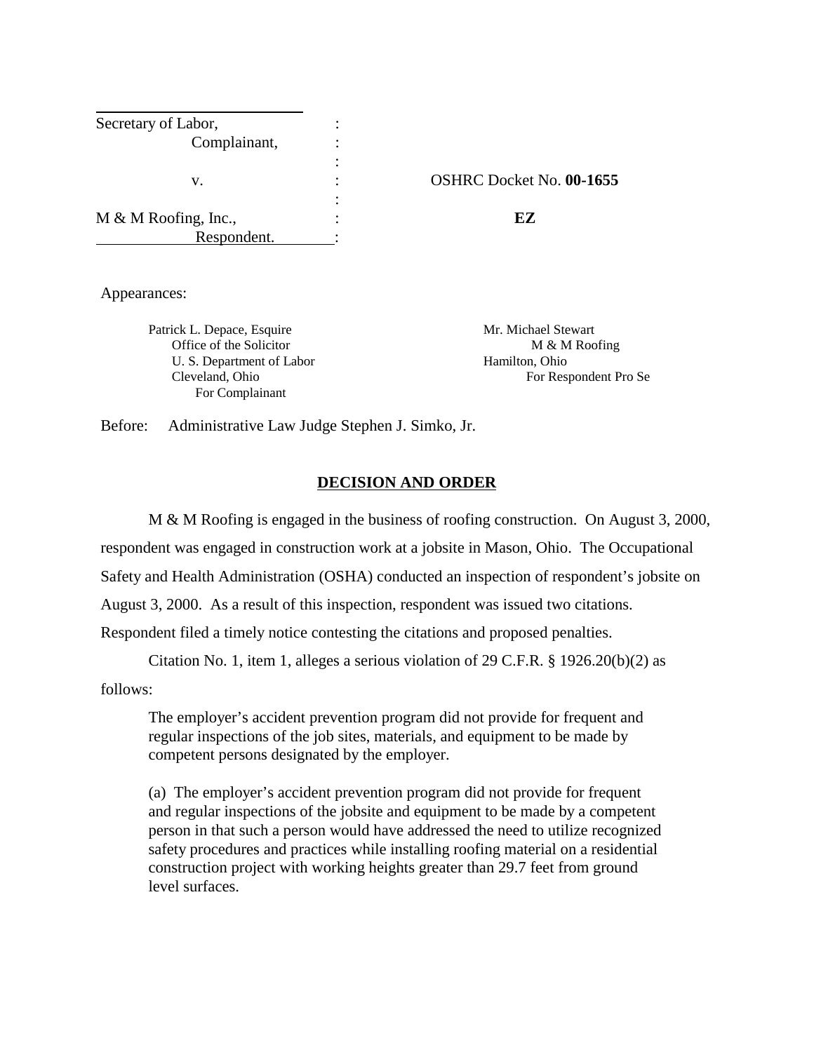| | | |
|---|---|---|
| Secretary of Labor, | : | |
| Complainant, | : | |
| | : | |
| v. | : | OSHRC Docket No. **00-1655** |
| | : | |
| M & M Roofing, Inc., | : | **EZ** |
| Respondent. | : | |

Appearances:

Patrick L. Depace, Esquire
Office of the Solicitor
U. S. Department of Labor
Cleveland, Ohio
For Complainant

Mr. Michael Stewart
M & M Roofing
Hamilton, Ohio
For Respondent Pro Se

Before: Administrative Law Judge Stephen J. Simko, Jr.

## DECISION AND ORDER

M & M Roofing is engaged in the business of roofing construction. On August 3, 2000, respondent was engaged in construction work at a jobsite in Mason, Ohio. The Occupational Safety and Health Administration (OSHA) conducted an inspection of respondent's jobsite on August 3, 2000. As a result of this inspection, respondent was issued two citations. Respondent filed a timely notice contesting the citations and proposed penalties.

Citation No. 1, item 1, alleges a serious violation of 29 C.F.R. § 1926.20(b)(2) as follows:

> The employer's accident prevention program did not provide for frequent and regular inspections of the job sites, materials, and equipment to be made by competent persons designated by the employer.
>
> (a) The employer's accident prevention program did not provide for frequent and regular inspections of the jobsite and equipment to be made by a competent person in that such a person would have addressed the need to utilize recognized safety procedures and practices while installing roofing material on a residential construction project with working heights greater than 29.7 feet from ground level surfaces.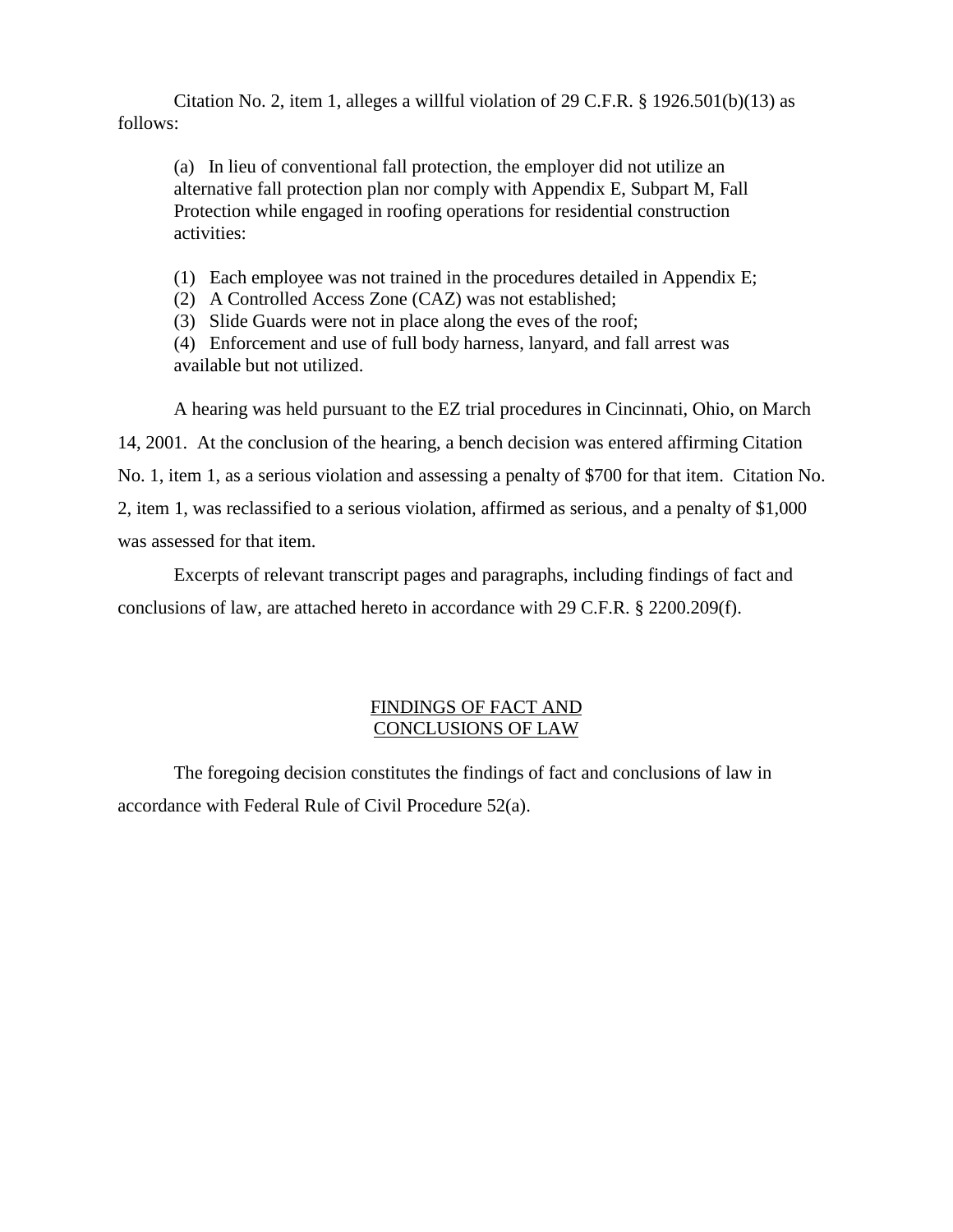Citation No. 2, item 1, alleges a willful violation of 29 C.F.R. § 1926.501(b)(13) as follows:

> (a) In lieu of conventional fall protection, the employer did not utilize an alternative fall protection plan nor comply with Appendix E, Subpart M, Fall Protection while engaged in roofing operations for residential construction activities:
>
> (1) Each employee was not trained in the procedures detailed in Appendix E;
> (2) A Controlled Access Zone (CAZ) was not established;
> (3) Slide Guards were not in place along the eves of the roof;
> (4) Enforcement and use of full body harness, lanyard, and fall arrest was available but not utilized.

A hearing was held pursuant to the EZ trial procedures in Cincinnati, Ohio, on March 14, 2001. At the conclusion of the hearing, a bench decision was entered affirming Citation No. 1, item 1, as a serious violation and assessing a penalty of $700 for that item. Citation No. 2, item 1, was reclassified to a serious violation, affirmed as serious, and a penalty of $1,000 was assessed for that item.

Excerpts of relevant transcript pages and paragraphs, including findings of fact and conclusions of law, are attached hereto in accordance with 29 C.F.R. § 2200.209(f).

## FINDINGS OF FACT AND CONCLUSIONS OF LAW

The foregoing decision constitutes the findings of fact and conclusions of law in accordance with Federal Rule of Civil Procedure 52(a).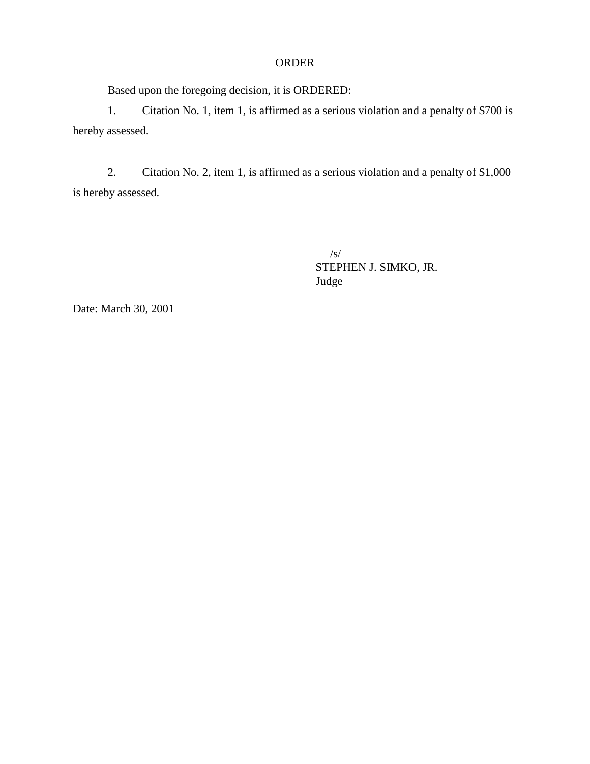## ORDER

Based upon the foregoing decision, it is ORDERED:

1. Citation No. 1, item 1, is affirmed as a serious violation and a penalty of $700 is hereby assessed.

2. Citation No. 2, item 1, is affirmed as a serious violation and a penalty of $1,000 is hereby assessed.

/s/
STEPHEN J. SIMKO, JR.
Judge

Date: March 30, 2001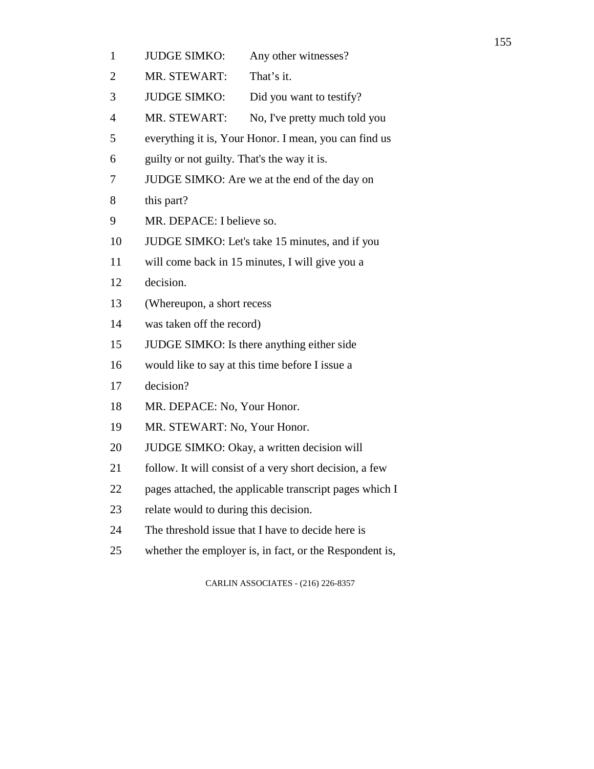JUDGE SIMKO: Any other witnesses?

MR. STEWART: That's it.

JUDGE SIMKO: Did you want to testify?

MR. STEWART: No, I've pretty much told you everything it is, Your Honor. I mean, you can find us guilty or not guilty. That's the way it is.

JUDGE SIMKO: Are we at the end of the day on this part?

MR. DEPACE: I believe so.

JUDGE SIMKO: Let's take 15 minutes, and if you will come back in 15 minutes, I will give you a decision.

(Whereupon, a short recess was taken off the record)

JUDGE SIMKO: Is there anything either side would like to say at this time before I issue a decision?

MR. DEPACE: No, Your Honor.

MR. STEWART: No, Your Honor.

JUDGE SIMKO: Okay, a written decision will follow. It will consist of a very short decision, a few pages attached, the applicable transcript pages which I relate would to during this decision.

The threshold issue that I have to decide here is whether the employer is, in fact, or the Respondent is,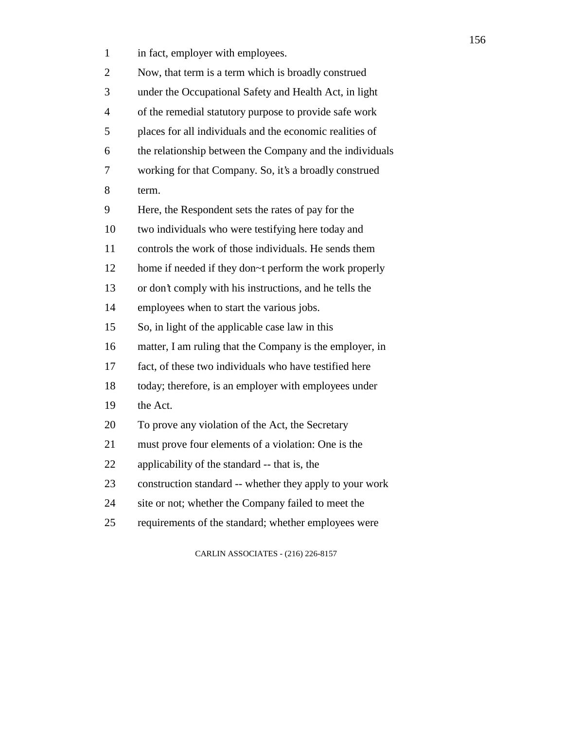in fact, employer with employees.

Now, that term is a term which is broadly construed under the Occupational Safety and Health Act, in light of the remedial statutory purpose to provide safe work places for all individuals and the economic realities of the relationship between the Company and the individuals working for that Company. So, it's a broadly construed term.

Here, the Respondent sets the rates of pay for the two individuals who were testifying here today and controls the work of those individuals. He sends them home if needed if they don~t perform the work properly or don't comply with his instructions, and he tells the employees when to start the various jobs.

So, in light of the applicable case law in this matter, I am ruling that the Company is the employer, in fact, of these two individuals who have testified here today; therefore, is an employer with employees under the Act.

To prove any violation of the Act, the Secretary must prove four elements of a violation: One is the applicability of the standard -- that is, the construction standard -- whether they apply to your work site or not; whether the Company failed to meet the requirements of the standard; whether employees were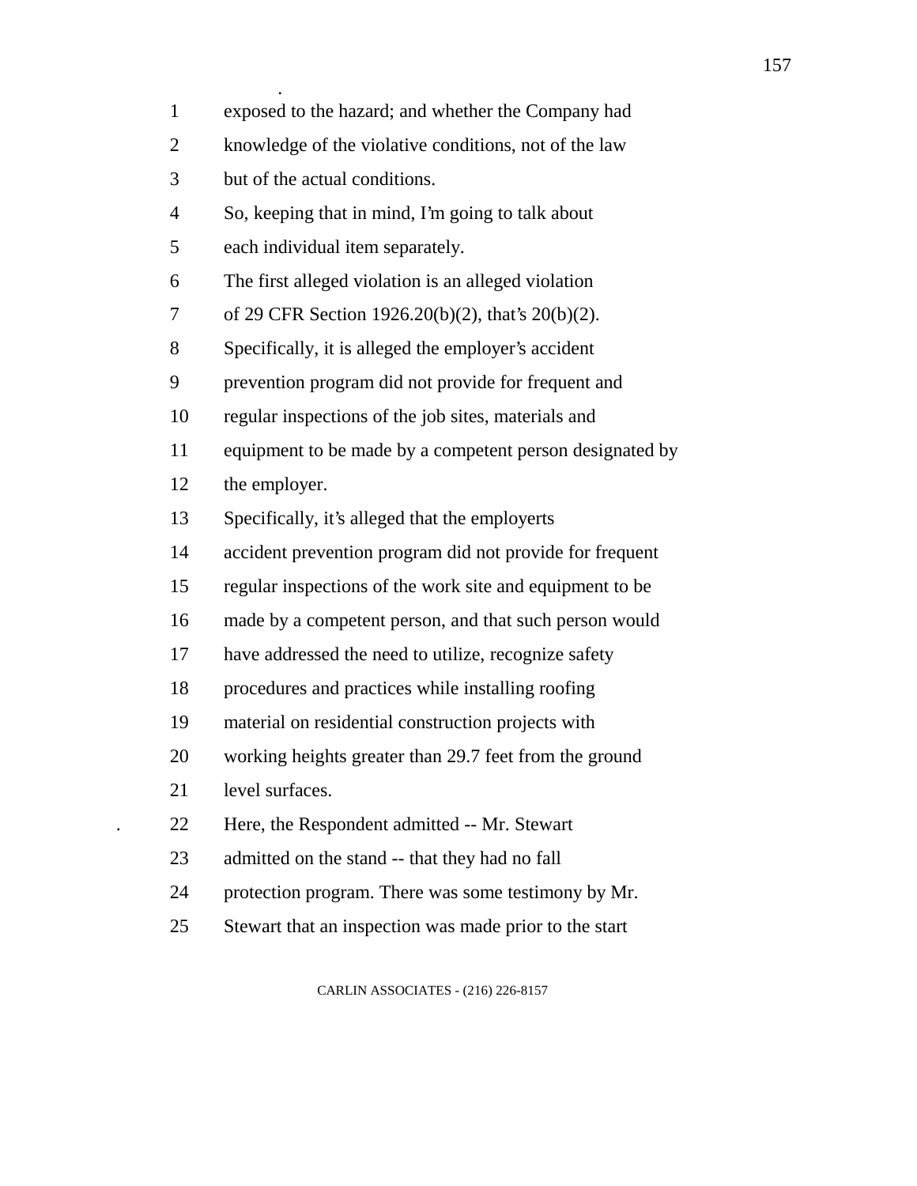1 exposed to the hazard; and whether the Company had
2 knowledge of the violative conditions, not of the law
3 but of the actual conditions.
4 So, keeping that in mind, I'm going to talk about
5 each individual item separately.
6 The first alleged violation is an alleged violation
7 of 29 CFR Section 1926.20(b)(2), that's 20(b)(2).
8 Specifically, it is alleged the employer's accident
9 prevention program did not provide for frequent and
10 regular inspections of the job sites, materials and
11 equipment to be made by a competent person designated by
12 the employer.
13 Specifically, it's alleged that the employerts
14 accident prevention program did not provide for frequent
15 regular inspections of the work site and equipment to be
16 made by a competent person, and that such person would
17 have addressed the need to utilize, recognize safety
18 procedures and practices while installing roofing
19 material on residential construction projects with
20 working heights greater than 29.7 feet from the ground
21 level surfaces.
22 Here, the Respondent admitted -- Mr. Stewart
23 admitted on the stand -- that they had no fall
24 protection program. There was some testimony by Mr.
25 Stewart that an inspection was made prior to the start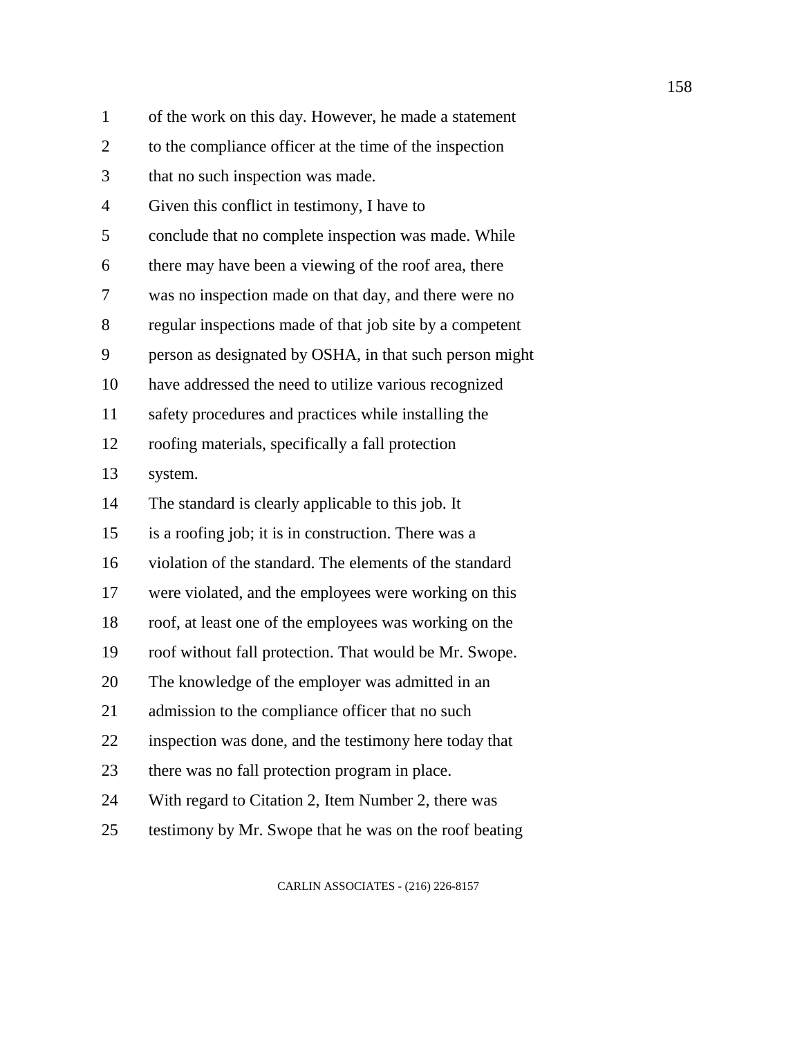of the work on this day. However, he made a statement to the compliance officer at the time of the inspection that no such inspection was made.

Given this conflict in testimony, I have to conclude that no complete inspection was made. While there may have been a viewing of the roof area, there was no inspection made on that day, and there were no regular inspections made of that job site by a competent person as designated by OSHA, in that such person might have addressed the need to utilize various recognized safety procedures and practices while installing the roofing materials, specifically a fall protection system.

The standard is clearly applicable to this job. It is a roofing job; it is in construction. There was a violation of the standard. The elements of the standard were violated, and the employees were working on this roof, at least one of the employees was working on the roof without fall protection. That would be Mr. Swope.

The knowledge of the employer was admitted in an admission to the compliance officer that no such inspection was done, and the testimony here today that there was no fall protection program in place.

With regard to Citation 2, Item Number 2, there was testimony by Mr. Swope that he was on the roof beating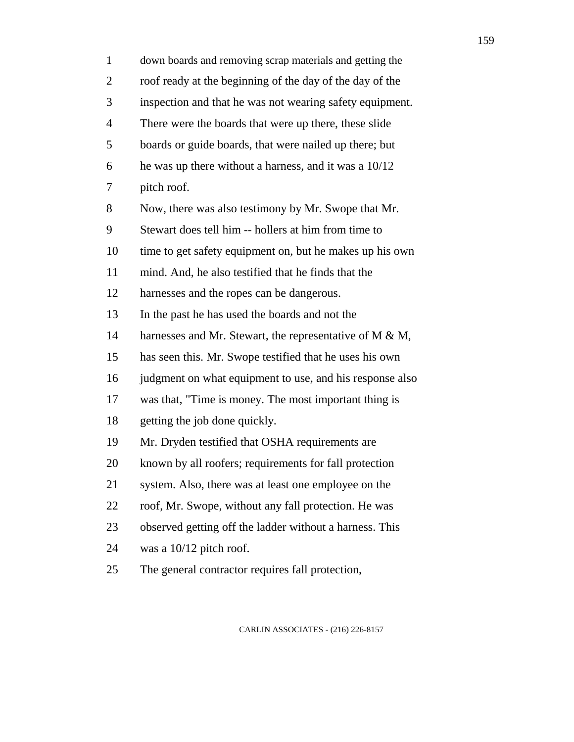1 down boards and removing scrap materials and getting the
2 roof ready at the beginning of the day of the day of the
3 inspection and that he was not wearing safety equipment.
4 There were the boards that were up there, these slide
5 boards or guide boards, that were nailed up there; but
6 he was up there without a harness, and it was a 10/12
7 pitch roof.
8 Now, there was also testimony by Mr. Swope that Mr.
9 Stewart does tell him -- hollers at him from time to
10 time to get safety equipment on, but he makes up his own
11 mind. And, he also testified that he finds that the
12 harnesses and the ropes can be dangerous.
13 In the past he has used the boards and not the
14 harnesses and Mr. Stewart, the representative of M & M,
15 has seen this. Mr. Swope testified that he uses his own
16 judgment on what equipment to use, and his response also
17 was that, "Time is money. The most important thing is
18 getting the job done quickly.
19 Mr. Dryden testified that OSHA requirements are
20 known by all roofers; requirements for fall protection
21 system. Also, there was at least one employee on the
22 roof, Mr. Swope, without any fall protection. He was
23 observed getting off the ladder without a harness. This
24 was a 10/12 pitch roof.
25 The general contractor requires fall protection,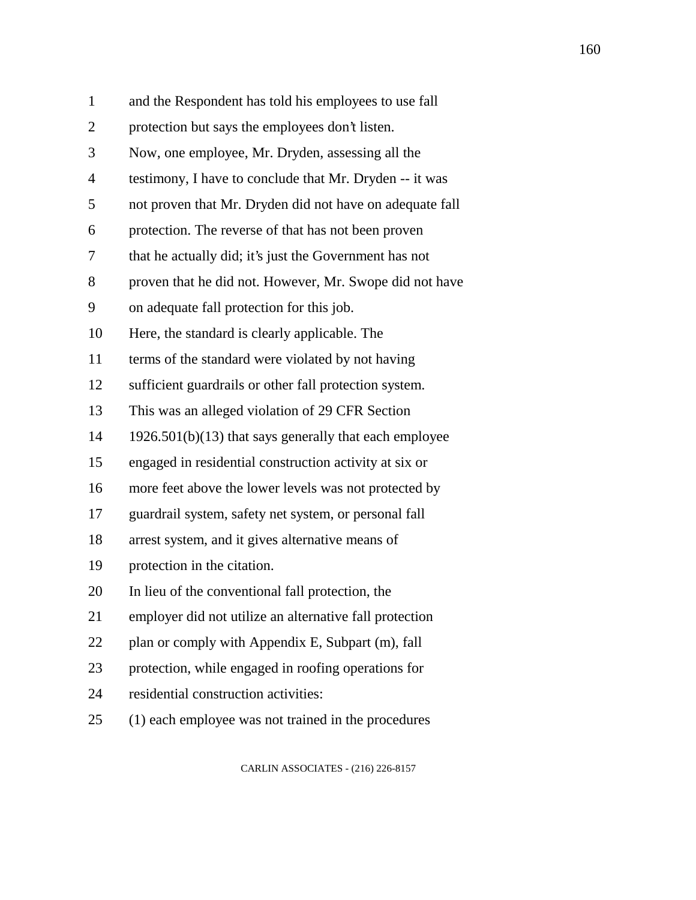and the Respondent has told his employees to use fall protection but says the employees don't listen.

Now, one employee, Mr. Dryden, assessing all the testimony, I have to conclude that Mr. Dryden -- it was not proven that Mr. Dryden did not have on adequate fall protection. The reverse of that has not been proven that he actually did; it's just the Government has not proven that he did not. However, Mr. Swope did not have on adequate fall protection for this job.

Here, the standard is clearly applicable. The terms of the standard were violated by not having sufficient guardrails or other fall protection system.

This was an alleged violation of 29 CFR Section 1926.501(b)(13) that says generally that each employee engaged in residential construction activity at six or more feet above the lower levels was not protected by guardrail system, safety net system, or personal fall arrest system, and it gives alternative means of protection in the citation.

In lieu of the conventional fall protection, the employer did not utilize an alternative fall protection plan or comply with Appendix E, Subpart (m), fall protection, while engaged in roofing operations for residential construction activities:

(1) each employee was not trained in the procedures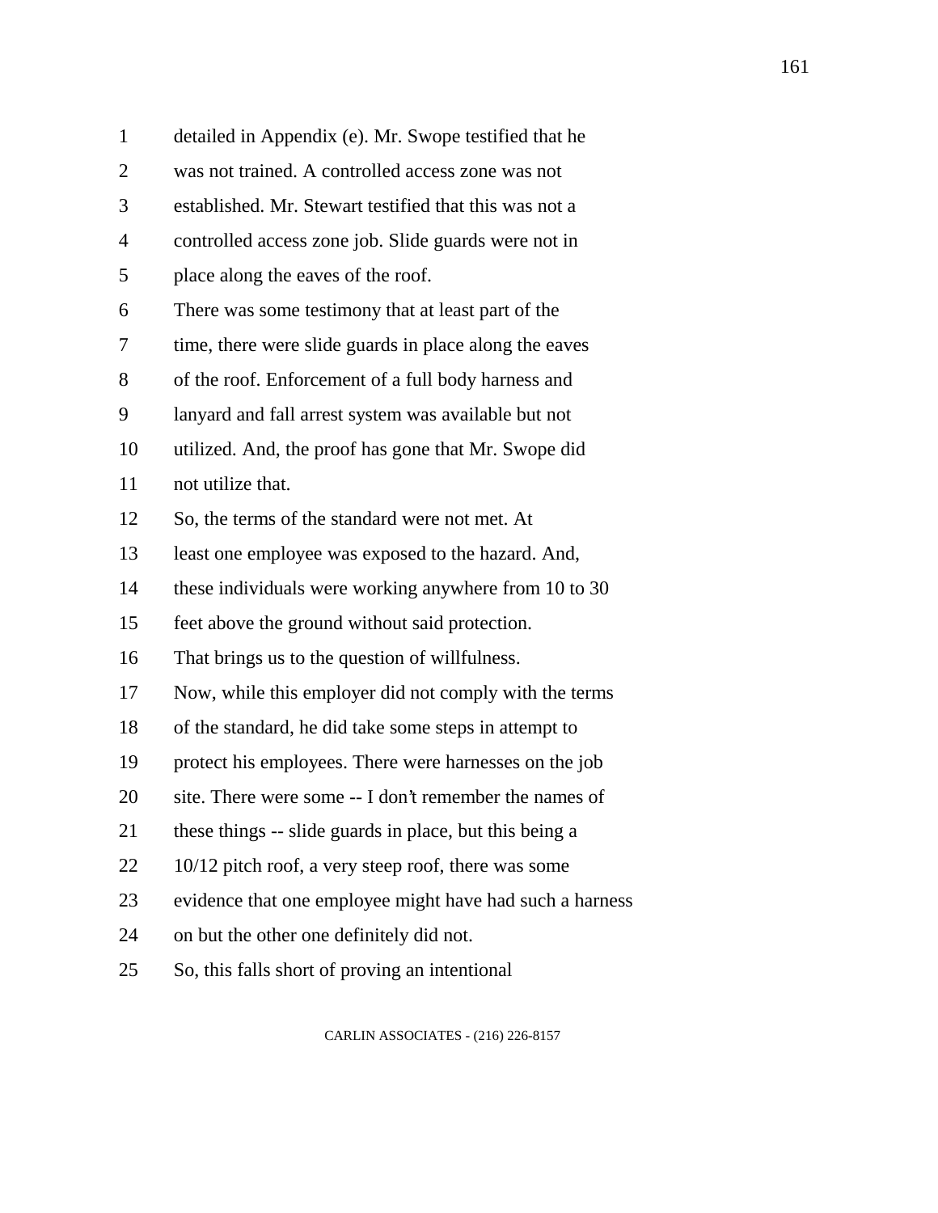detailed in Appendix (e). Mr. Swope testified that he was not trained. A controlled access zone was not established. Mr. Stewart testified that this was not a controlled access zone job. Slide guards were not in place along the eaves of the roof.

There was some testimony that at least part of the time, there were slide guards in place along the eaves of the roof. Enforcement of a full body harness and lanyard and fall arrest system was available but not utilized. And, the proof has gone that Mr. Swope did not utilize that.

So, the terms of the standard were not met. At least one employee was exposed to the hazard. And, these individuals were working anywhere from 10 to 30 feet above the ground without said protection.

That brings us to the question of willfulness.

Now, while this employer did not comply with the terms of the standard, he did take some steps in attempt to protect his employees. There were harnesses on the job site. There were some -- I don't remember the names of these things -- slide guards in place, but this being a 10/12 pitch roof, a very steep roof, there was some evidence that one employee might have had such a harness on but the other one definitely did not.

So, this falls short of proving an intentional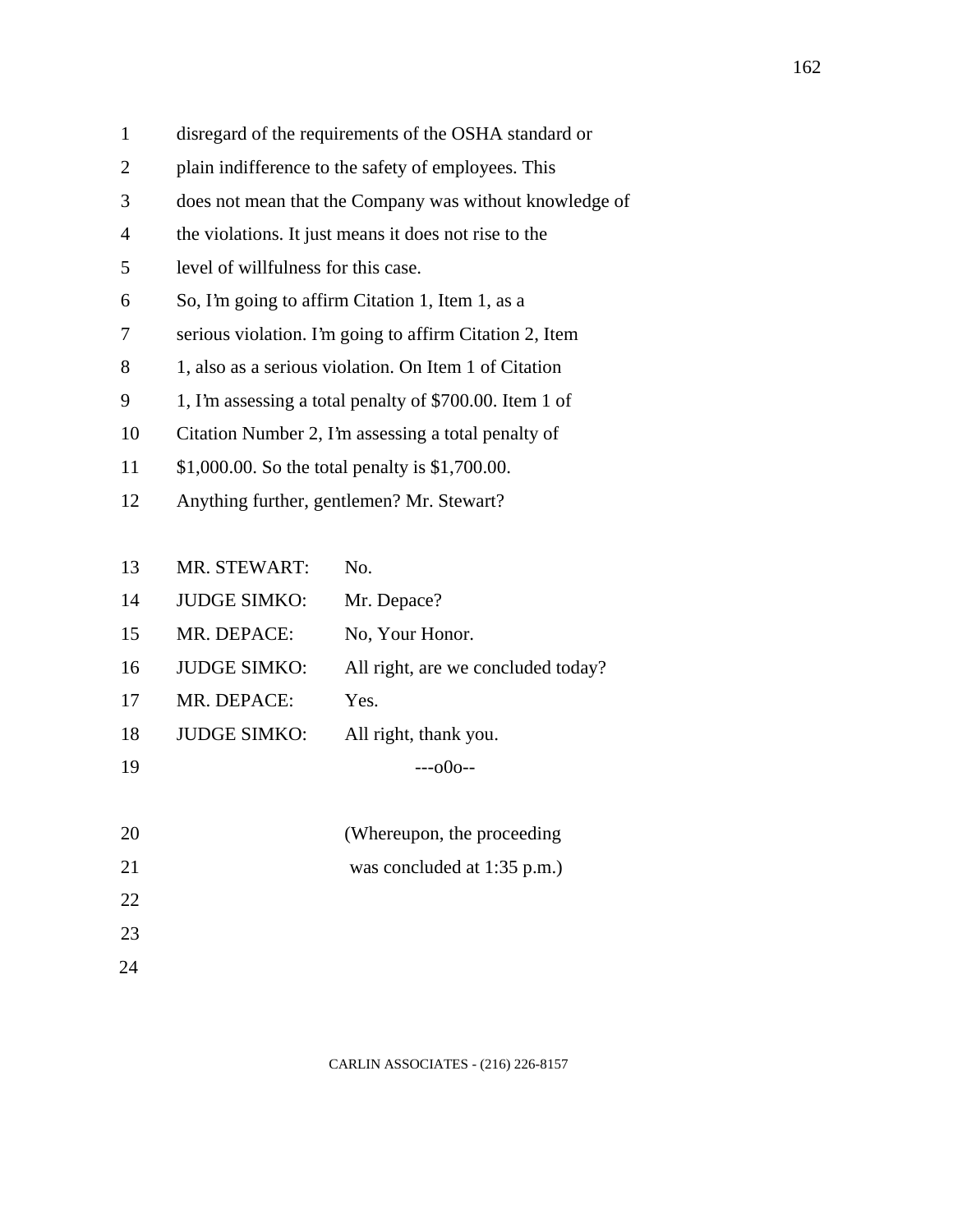1 disregard of the requirements of the OSHA standard or
2 plain indifference to the safety of employees. This
3 does not mean that the Company was without knowledge of
4 the violations. It just means it does not rise to the
5 level of willfulness for this case.
6 So, I'm going to affirm Citation 1, Item 1, as a
7 serious violation. I'm going to affirm Citation 2, Item
8 1, also as a serious violation. On Item 1 of Citation
9 1, I'm assessing a total penalty of $700.00. Item 1 of
10 Citation Number 2, I'm assessing a total penalty of
11 $1,000.00. So the total penalty is $1,700.00.
12 Anything further, gentlemen? Mr. Stewart?

13 MR. STEWART: No.
14 JUDGE SIMKO: Mr. Depace?
15 MR. DEPACE: No, Your Honor.
16 JUDGE SIMKO: All right, are we concluded today?
17 MR. DEPACE: Yes.
18 JUDGE SIMKO: All right, thank you.
19 ---o0o--

20 (Whereupon, the proceeding
21 was concluded at 1:35 p.m.)
22
23
24

CARLIN ASSOCIATES - (216) 226-8157